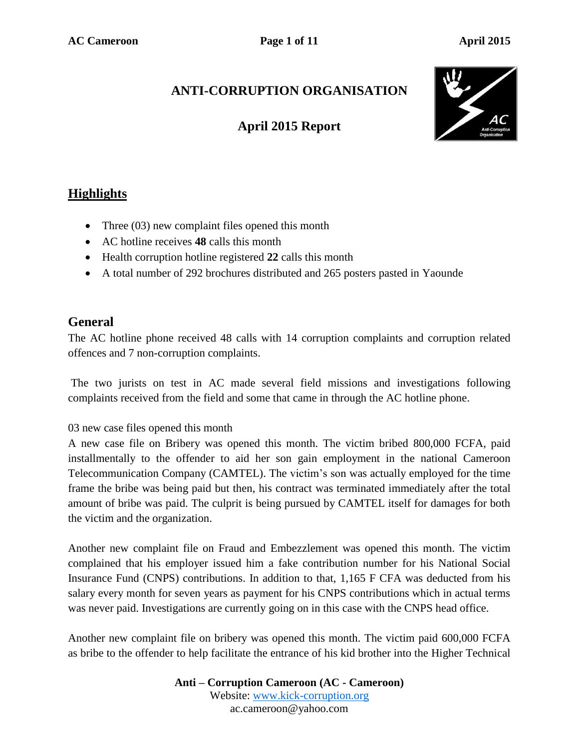# ANTI-CORRUPTION ORGANISATION

## April 2015 Report

## Highlights

- Three (03) new complaint files opened this month
- AC hotline receives **48** calls this month
- Health corruption hotline registered **22** calls this month
- A total number of 292 brochures distributed and 265 posters pasted in Yaounde

## General

The AC hotline phone received 48 calls with 14 corruption complaints and corruption related offences and 7 non-corruption complaints.

The two jurists on test in AC made several field missions and investigations following complaints received from the field and some that came in through the AC hotline phone.

03 new case files opened this month

A new case file on Bribery was opened this month. The victim bribed 800,000 FCFA, paid installmentally to the offender to aid her son gain employment in the national Cameroon Telecommunication Company (CAMTEL). The victim's son was actually employed for the time frame the bribe was being paid but then, his contract was terminated immediately after the total amount of bribe was paid. The culprit is being pursued by CAMTEL itself for damages for both the victim and the organization.

Another new complaint file on Fraud and Embezzlement was opened this month. The victim complained that his employer issued him a fake contribution number for his National Social Insurance Fund (CNPS) contributions. In addition to that, 1,165 F CFA was deducted from his salary every month for seven years as payment for his CNPS contributions which in actual terms was never paid. Investigations are currently going on in this case with the CNPS head office.

Another new complaint file on bribery was opened this month. The victim paid 600,000 FCFA as bribe to the offender to help facilitate the entrance of his kid brother into the Higher Technical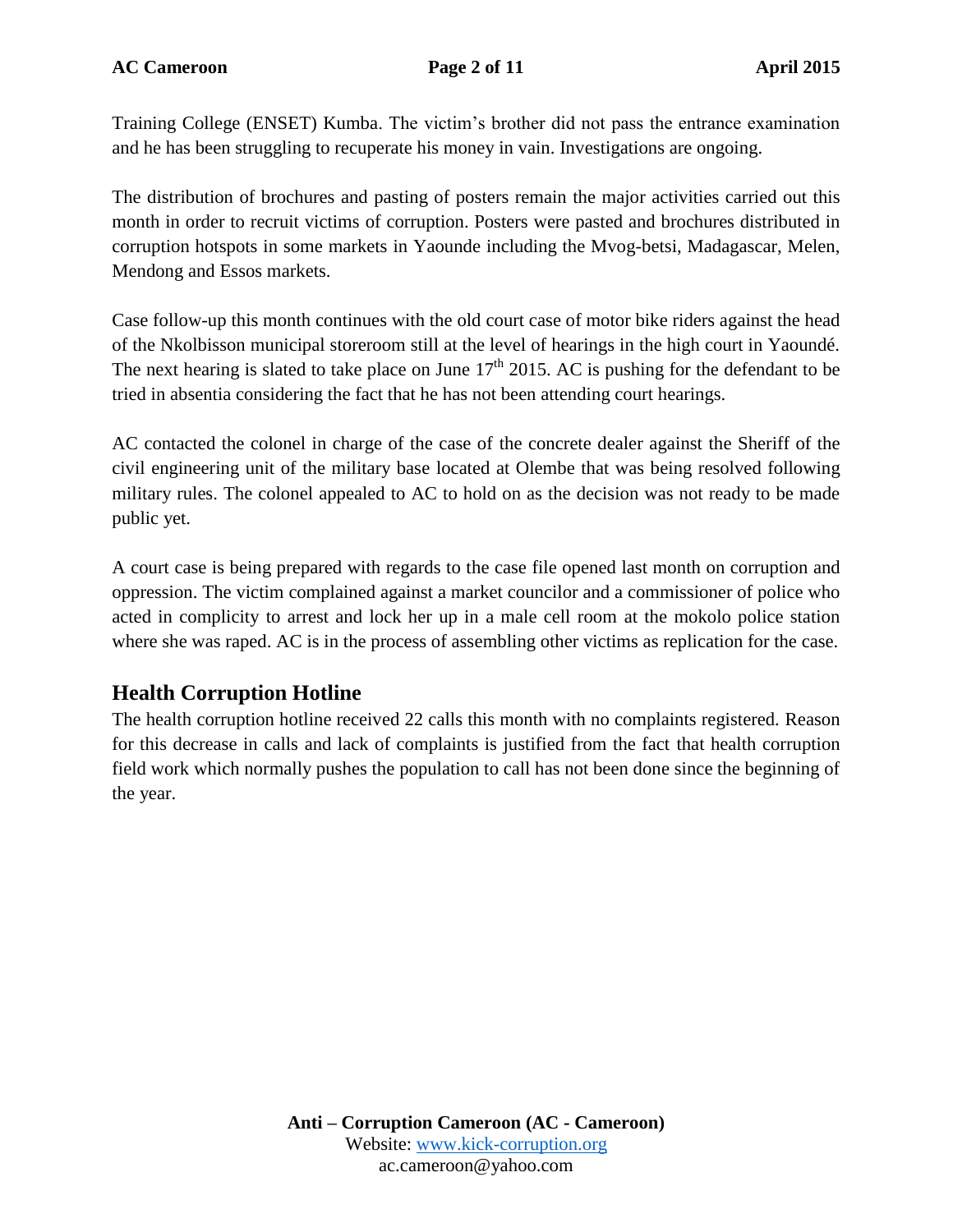Training College (ENSET) Kumba. The victim's brother did not pass the entrance examination and he has been struggling to recuperate his money in vain. Investigations are ongoing.

The distribution of brochures and pasting of posters remain the major activities carried out this month in order to recruit victims of corruption. Posters were pasted and brochures distributed in corruption hotspots in some markets in Yaounde including the Mvog-betsi, Madagascar, Melen, Mendong and Essos markets.

Case follow-up this month continues with the old court case of motor bike riders against the head of the Nkolbisson municipal storeroom still at the level of hearings in the high court in Yaoundé. The next hearing is slated to take place on June 17th 2015. AC is pushing for the defendant to be tried in absentia considering the fact that he has not been attending court hearings.

AC contacted the colonel in charge of the case of the concrete dealer against the Sheriff of the civil engineering unit of the military base located at Olembe that was being resolved following military rules. The colonel appealed to AC to hold on as the decision was not ready to be made public yet.

A court case is being prepared with regards to the case file opened last month on corruption and oppression. The victim complained against a market councilor and a commissioner of police who acted in complicity to arrest and lock her up in a male cell room at the mokolo police station where she was raped. AC is in the process of assembling other victims as replication for the case.

## Health Corruption Hotline

The health corruption hotline received 22 calls this month with no complaints registered. Reason for this decrease in calls and lack of complaints is justified from the fact that health corruption field work which normally pushes the population to call has not been done since the beginning of the year.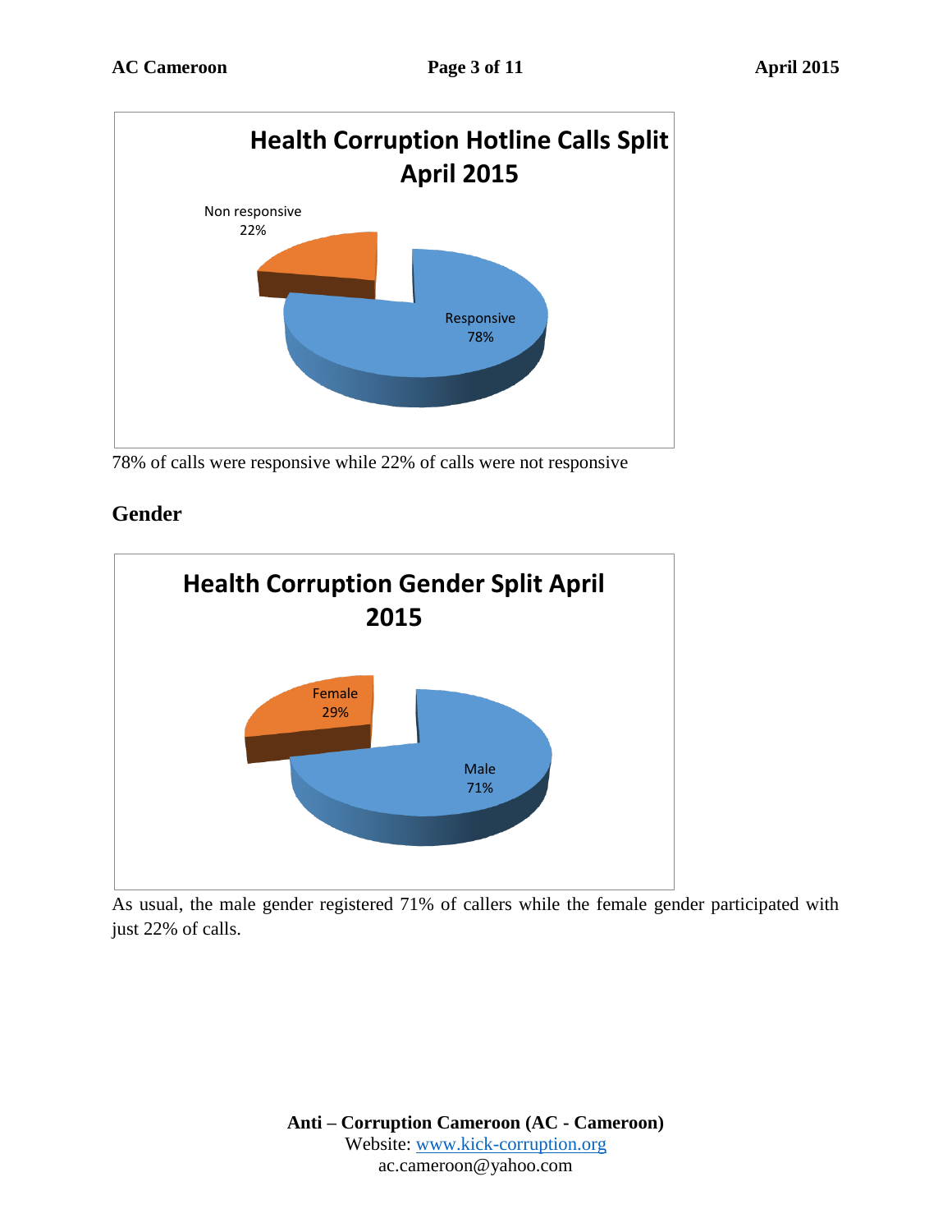**Health Corruption Hotline Calls Split April 2015**

Non responsive 22%

Responsive 78%

78% of calls were responsive while 22% of calls were not responsive

## Gender

**Health Corruption Gender Split April 2015**

Female 29%

Male 71%

As usual, the male gender registered 71% of callers while the female gender participated with just 22% of calls.

**Anti – Corruption Cameroon (AC - Cameroon)**
Website: www.kick-corruption.org
ac.cameroon@yahoo.com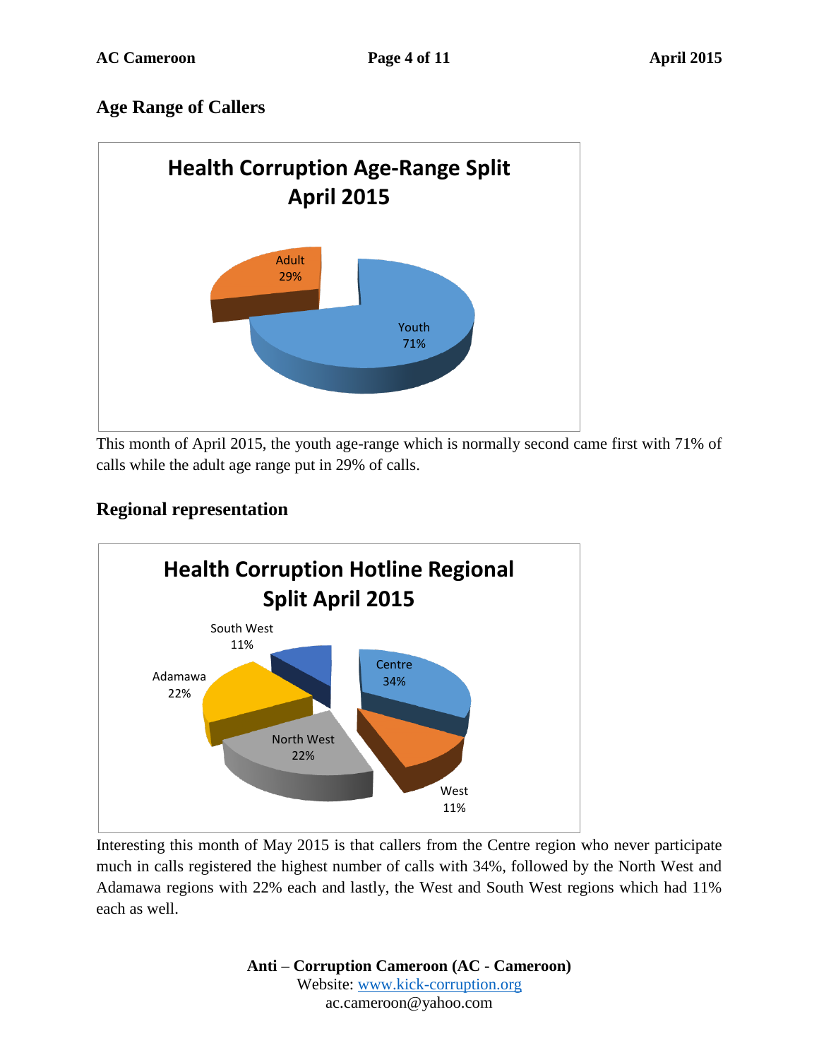## Age Range of Callers

**Health Corruption Age-Range Split April 2015**

Adult 29%

Youth 71%

This month of April 2015, the youth age-range which is normally second came first with 71% of calls while the adult age range put in 29% of calls.

## Regional representation

**Health Corruption Hotline Regional Split April 2015**

South West 11%

Centre 34%

Adamawa 22%

North West 22%

West 11%

Interesting this month of May 2015 is that callers from the Centre region who never participate much in calls registered the highest number of calls with 34%, followed by the North West and Adamawa regions with 22% each and lastly, the West and South West regions which had 11% each as well.

**Anti – Corruption Cameroon (AC - Cameroon)**
Website: www.kick-corruption.org
ac.cameroon@yahoo.com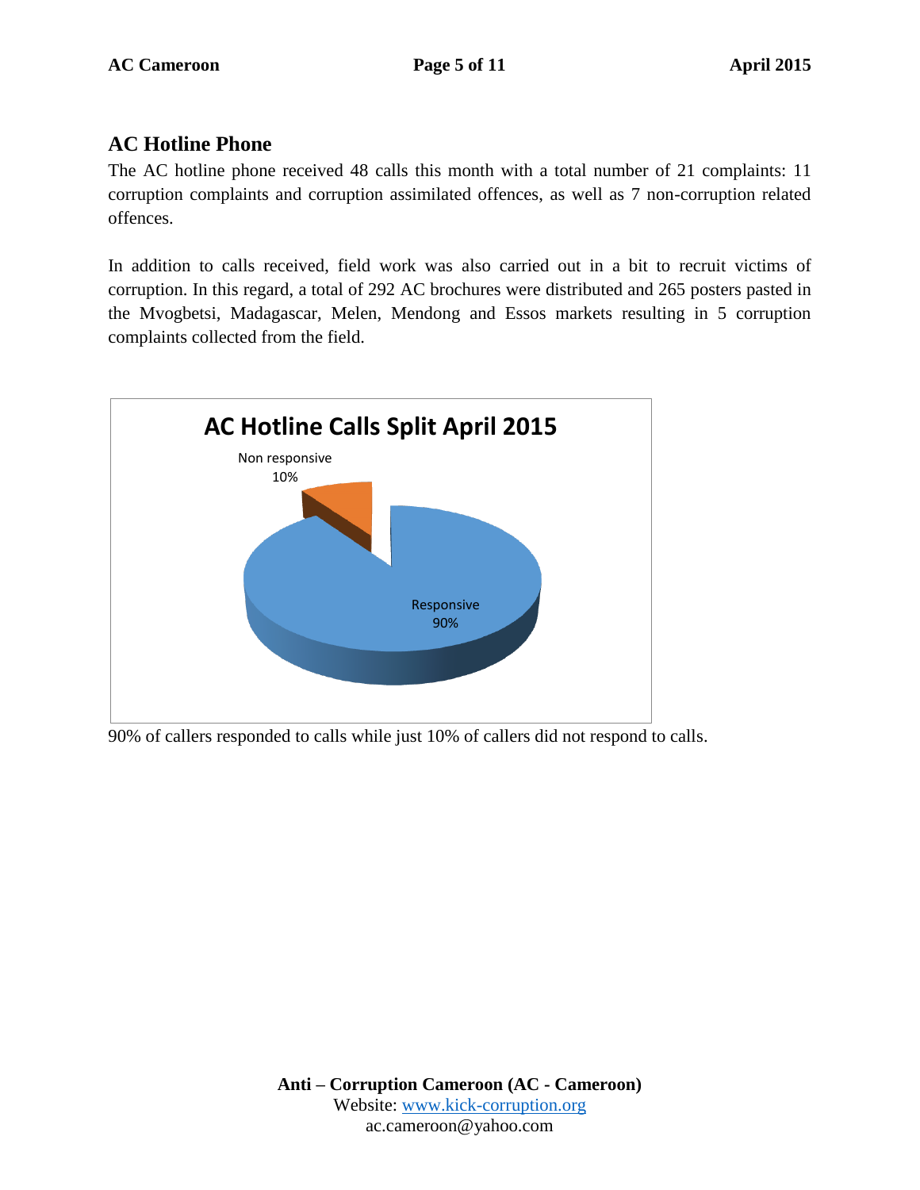## AC Hotline Phone

The AC hotline phone received 48 calls this month with a total number of 21 complaints: 11 corruption complaints and corruption assimilated offences, as well as 7 non-corruption related offences.

In addition to calls received, field work was also carried out in a bit to recruit victims of corruption. In this regard, a total of 292 AC brochures were distributed and 265 posters pasted in the Mvogbetsi, Madagascar, Melen, Mendong and Essos markets resulting in 5 corruption complaints collected from the field.

**AC Hotline Calls Split April 2015**

| Category | Share |
| --- | --- |
| Non responsive | 10% |
| Responsive | 90% |

90% of callers responded to calls while just 10% of callers did not respond to calls.

**Anti – Corruption Cameroon (AC - Cameroon)**
Website: www.kick-corruption.org
ac.cameroon@yahoo.com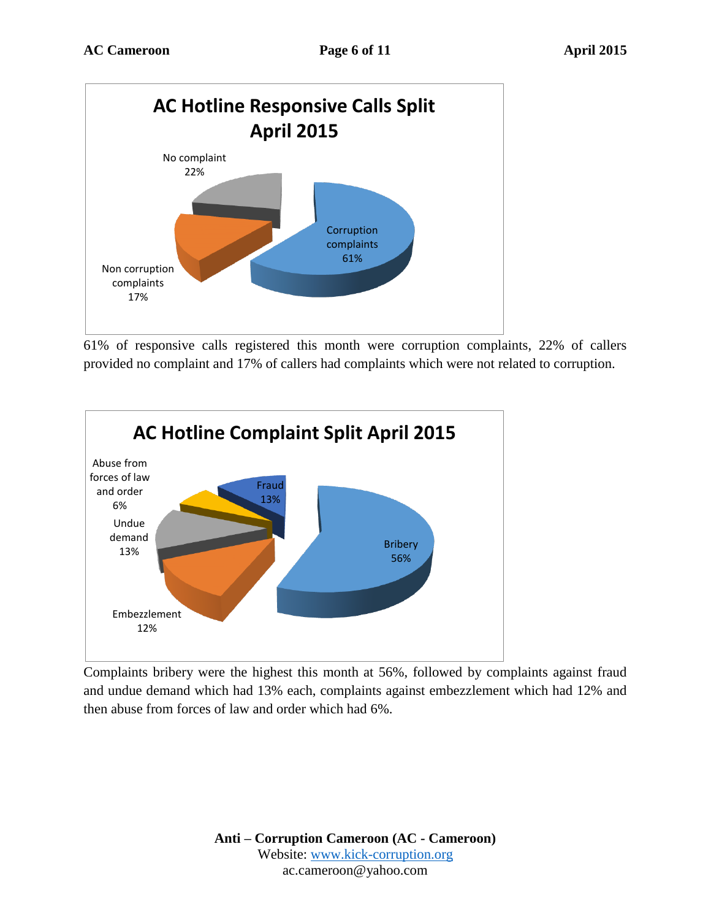**AC Hotline Responsive Calls Split April 2015**

| Category | Percentage |
| --- | --- |
| Corruption complaints | 61% |
| No complaint | 22% |
| Non corruption complaints | 17% |

61% of responsive calls registered this month were corruption complaints, 22% of callers provided no complaint and 17% of callers had complaints which were not related to corruption.

**AC Hotline Complaint Split April 2015**

| Category | Percentage |
| --- | --- |
| Bribery | 56% |
| Fraud | 13% |
| Undue demand | 13% |
| Embezzlement | 12% |
| Abuse from forces of law and order | 6% |

Complaints bribery were the highest this month at 56%, followed by complaints against fraud and undue demand which had 13% each, complaints against embezzlement which had 12% and then abuse from forces of law and order which had 6%.

**Anti – Corruption Cameroon (AC - Cameroon)**
Website: www.kick-corruption.org
ac.cameroon@yahoo.com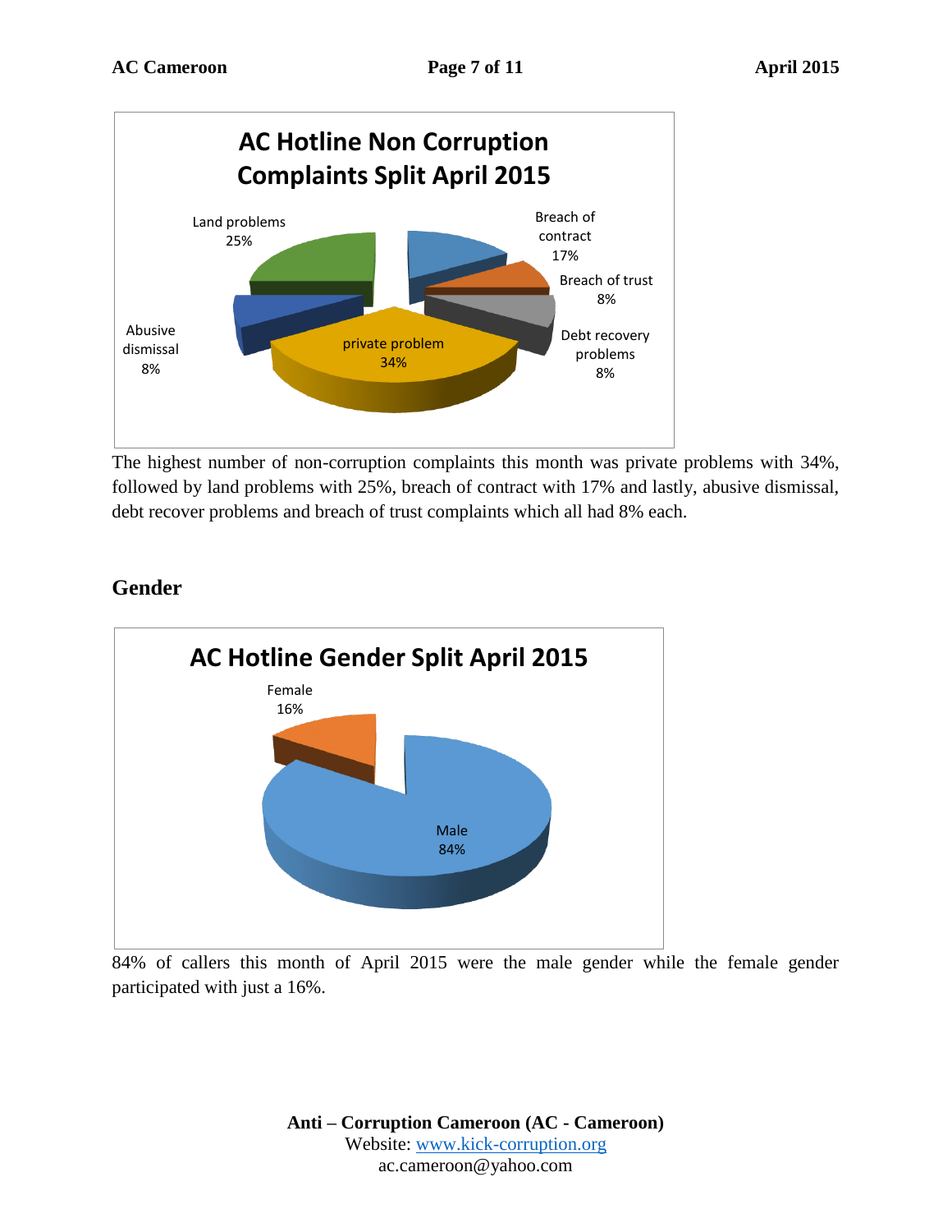**AC Hotline Non Corruption Complaints Split April 2015**

| Category | Percentage |
|---|---|
| private problem | 34% |
| Land problems | 25% |
| Breach of contract | 17% |
| Breach of trust | 8% |
| Debt recovery problems | 8% |
| Abusive dismissal | 8% |

The highest number of non-corruption complaints this month was private problems with 34%, followed by land problems with 25%, breach of contract with 17% and lastly, abusive dismissal, debt recover problems and breach of trust complaints which all had 8% each.

## Gender

**AC Hotline Gender Split April 2015**

| Gender | Percentage |
|---|---|
| Male | 84% |
| Female | 16% |

84% of callers this month of April 2015 were the male gender while the female gender participated with just a 16%.

**Anti – Corruption Cameroon (AC - Cameroon)**
Website: www.kick-corruption.org
ac.cameroon@yahoo.com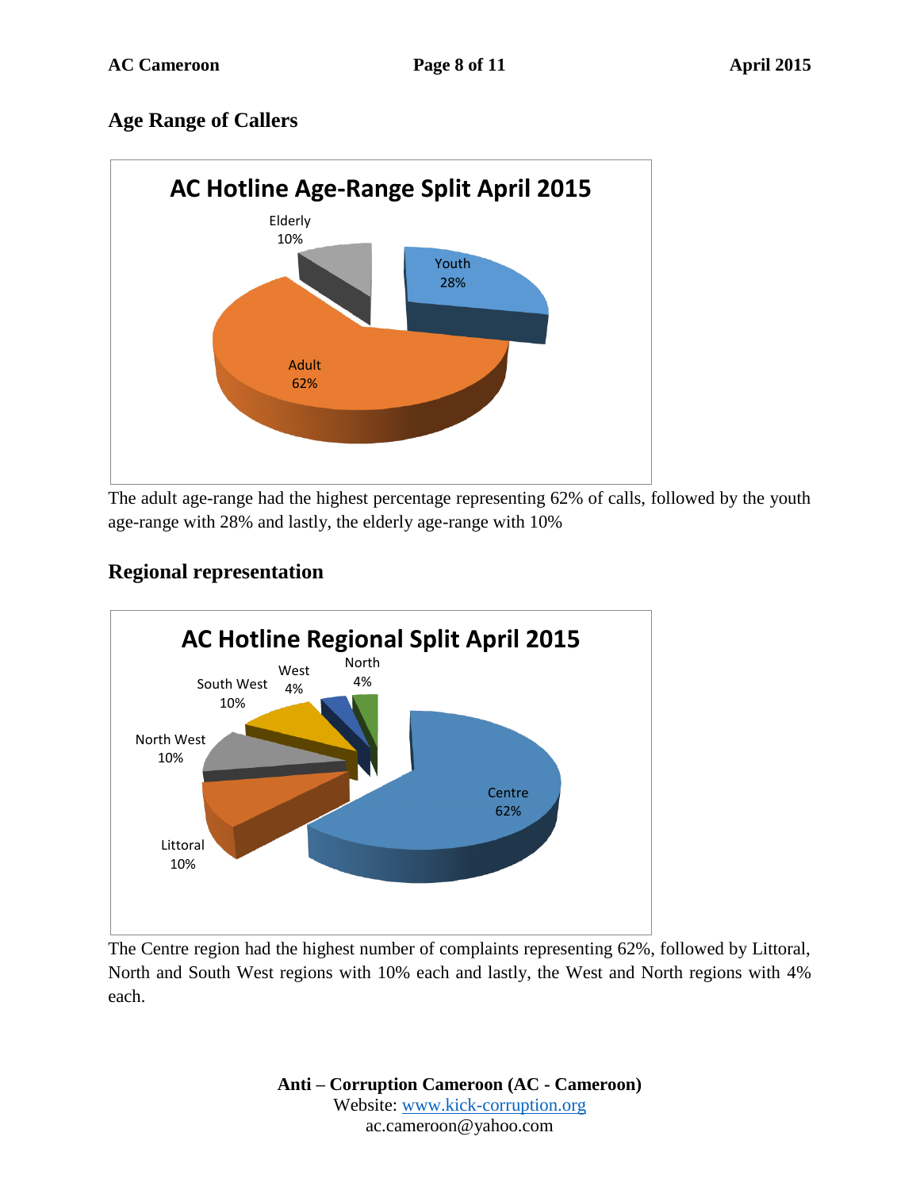## Age Range of Callers

**AC Hotline Age-Range Split April 2015**

Elderly 10%

Youth 28%

Adult 62%

The adult age-range had the highest percentage representing 62% of calls, followed by the youth age-range with 28% and lastly, the elderly age-range with 10%

## Regional representation

**AC Hotline Regional Split April 2015**

West 4%

North 4%

South West 10%

North West 10%

Centre 62%

Littoral 10%

The Centre region had the highest number of complaints representing 62%, followed by Littoral, North and South West regions with 10% each and lastly, the West and North regions with 4% each.

**Anti – Corruption Cameroon (AC - Cameroon)**
Website: www.kick-corruption.org
ac.cameroon@yahoo.com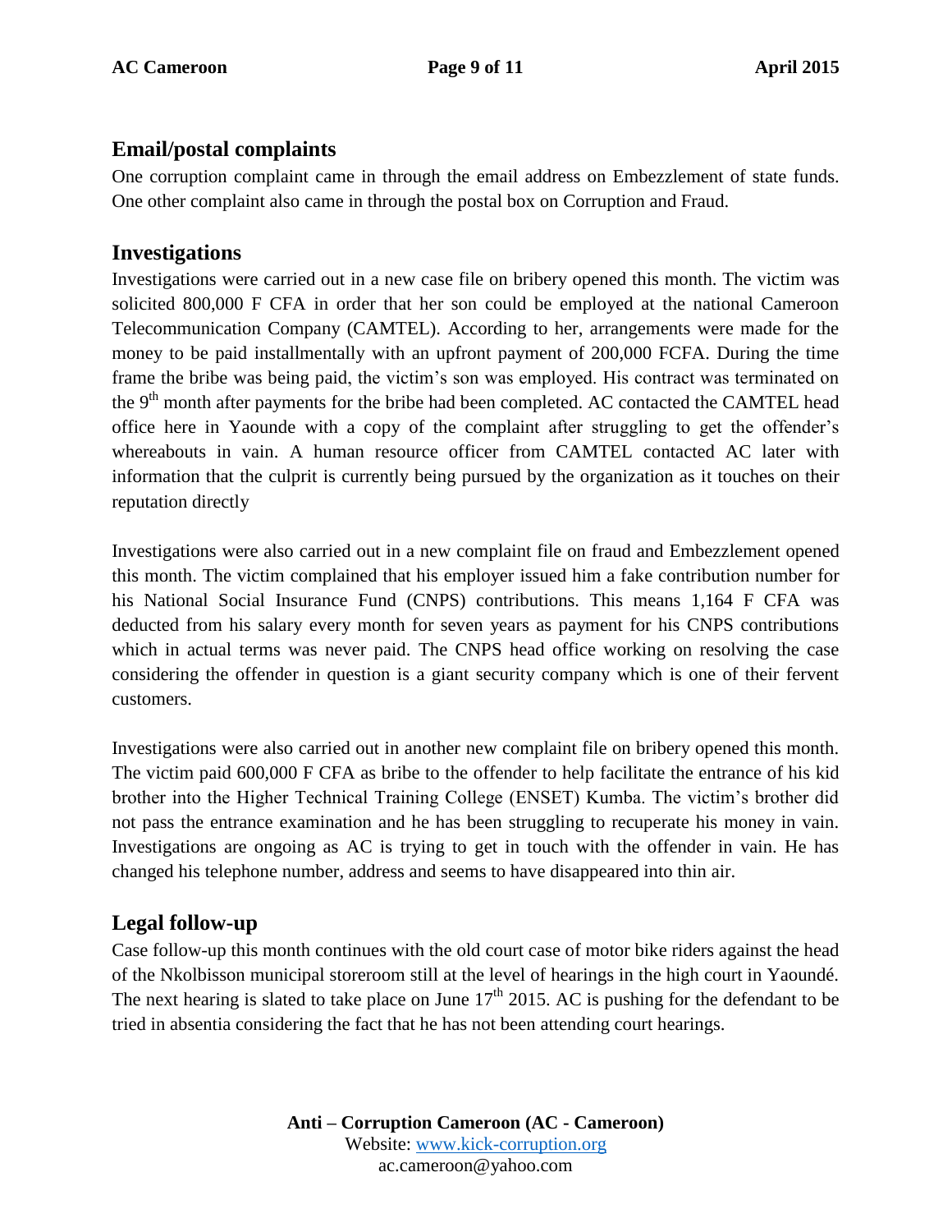## Email/postal complaints

One corruption complaint came in through the email address on Embezzlement of state funds. One other complaint also came in through the postal box on Corruption and Fraud.

## Investigations

Investigations were carried out in a new case file on bribery opened this month. The victim was solicited 800,000 F CFA in order that her son could be employed at the national Cameroon Telecommunication Company (CAMTEL). According to her, arrangements were made for the money to be paid installmentally with an upfront payment of 200,000 FCFA. During the time frame the bribe was being paid, the victim's son was employed. His contract was terminated on the 9th month after payments for the bribe had been completed. AC contacted the CAMTEL head office here in Yaounde with a copy of the complaint after struggling to get the offender's whereabouts in vain. A human resource officer from CAMTEL contacted AC later with information that the culprit is currently being pursued by the organization as it touches on their reputation directly

Investigations were also carried out in a new complaint file on fraud and Embezzlement opened this month. The victim complained that his employer issued him a fake contribution number for his National Social Insurance Fund (CNPS) contributions. This means 1,164 F CFA was deducted from his salary every month for seven years as payment for his CNPS contributions which in actual terms was never paid. The CNPS head office working on resolving the case considering the offender in question is a giant security company which is one of their fervent customers.

Investigations were also carried out in another new complaint file on bribery opened this month. The victim paid 600,000 F CFA as bribe to the offender to help facilitate the entrance of his kid brother into the Higher Technical Training College (ENSET) Kumba. The victim's brother did not pass the entrance examination and he has been struggling to recuperate his money in vain. Investigations are ongoing as AC is trying to get in touch with the offender in vain. He has changed his telephone number, address and seems to have disappeared into thin air.

## Legal follow-up

Case follow-up this month continues with the old court case of motor bike riders against the head of the Nkolbisson municipal storeroom still at the level of hearings in the high court in Yaoundé. The next hearing is slated to take place on June 17th 2015. AC is pushing for the defendant to be tried in absentia considering the fact that he has not been attending court hearings.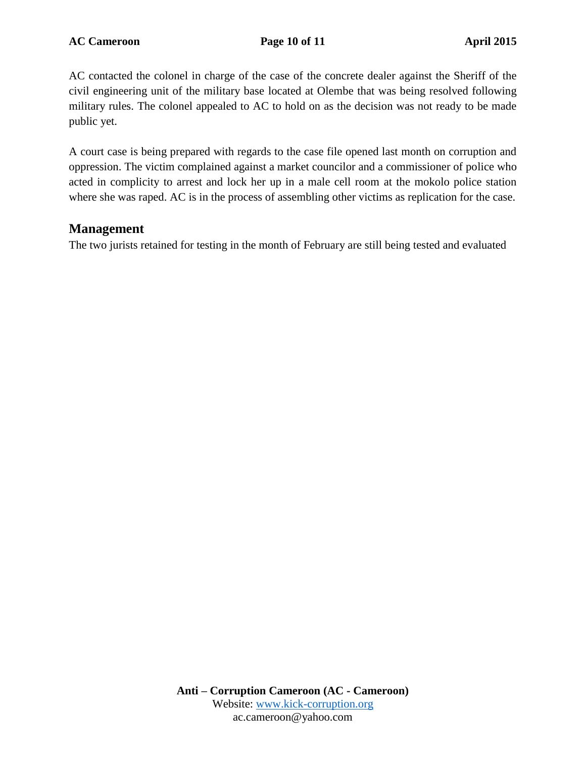AC contacted the colonel in charge of the case of the concrete dealer against the Sheriff of the civil engineering unit of the military base located at Olembe that was being resolved following military rules. The colonel appealed to AC to hold on as the decision was not ready to be made public yet.

A court case is being prepared with regards to the case file opened last month on corruption and oppression. The victim complained against a market councilor and a commissioner of police who acted in complicity to arrest and lock her up in a male cell room at the mokolo police station where she was raped. AC is in the process of assembling other victims as replication for the case.

## Management

The two jurists retained for testing in the month of February are still being tested and evaluated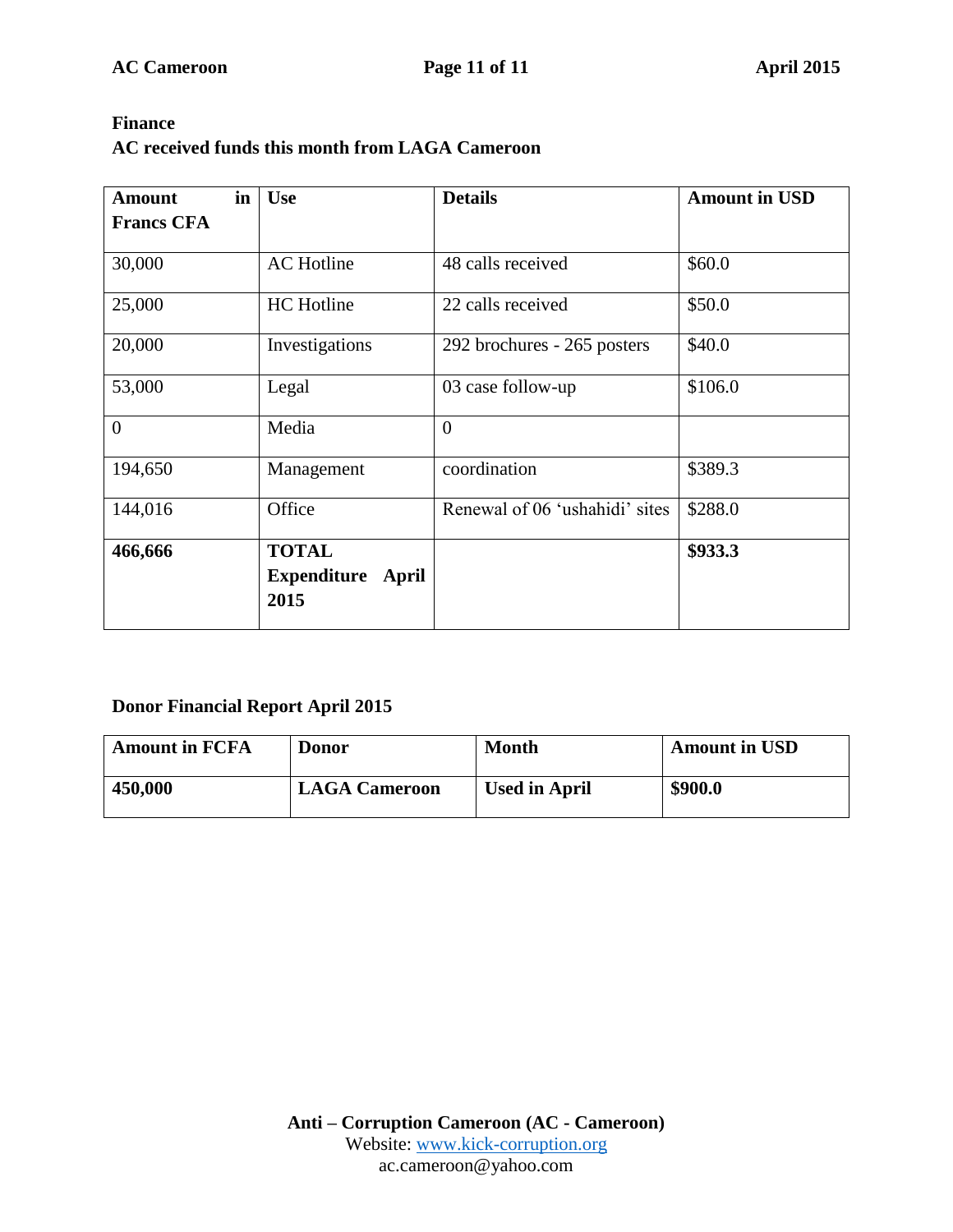**Finance**

**AC received funds this month from LAGA Cameroon**

| Amount in Francs CFA | Use | Details | Amount in USD |
|---|---|---|---|
| 30,000 | AC Hotline | 48 calls received | $60.0 |
| 25,000 | HC Hotline | 22 calls received | $50.0 |
| 20,000 | Investigations | 292 brochures - 265 posters | $40.0 |
| 53,000 | Legal | 03 case follow-up | $106.0 |
| 0 | Media | 0 | |
| 194,650 | Management | coordination | $389.3 |
| 144,016 | Office | Renewal of 06 'ushahidi' sites | $288.0 |
| **466,666** | **TOTAL Expenditure April 2015** | | **$933.3** |

**Donor Financial Report April 2015**

| Amount in FCFA | Donor | Month | Amount in USD |
|---|---|---|---|
| **450,000** | **LAGA Cameroon** | **Used in April** | **$900.0** |

**Anti – Corruption Cameroon (AC - Cameroon)**
Website: www.kick-corruption.org
ac.cameroon@yahoo.com